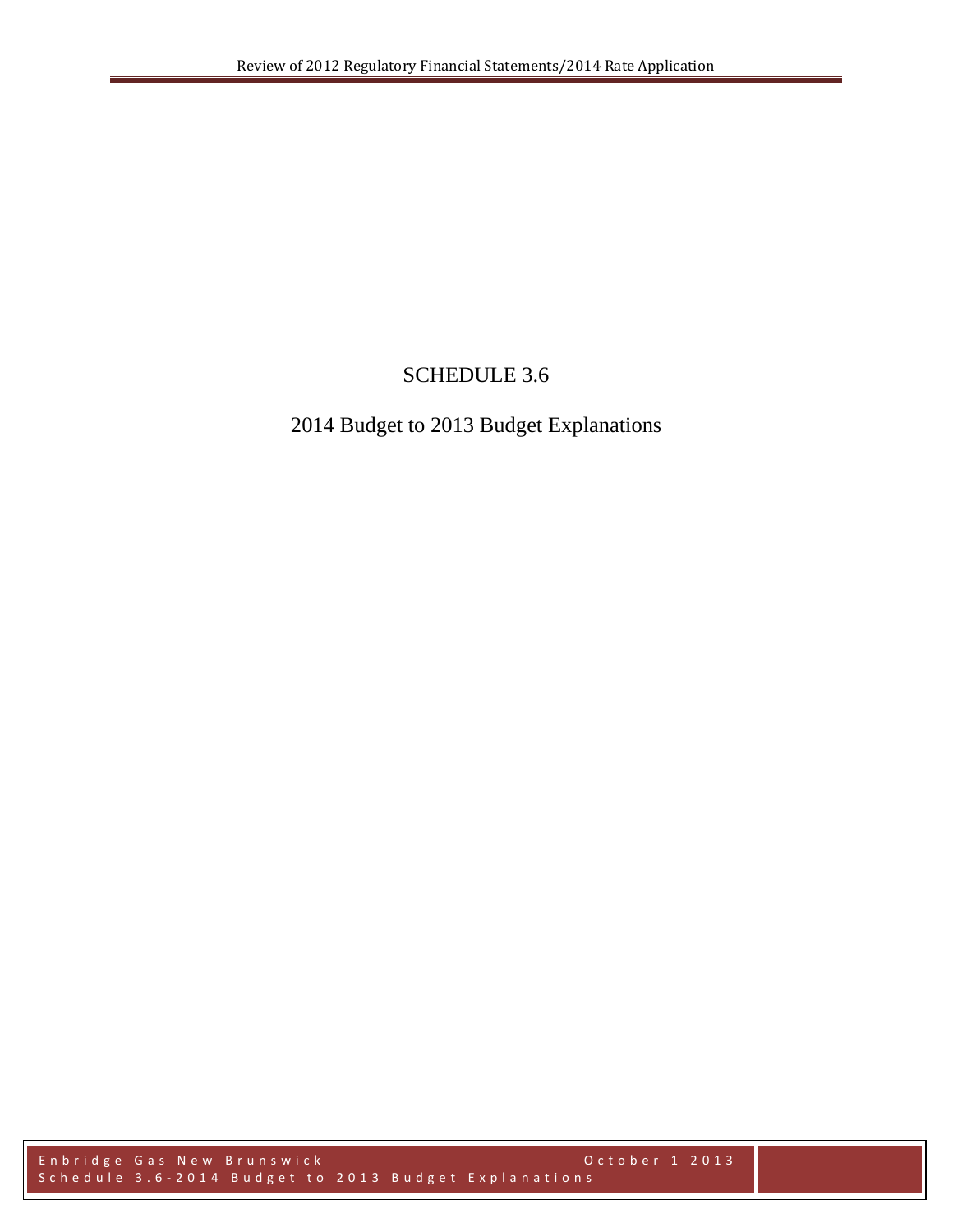# SCHEDULE 3.6

## 2014 Budget to 2013 Budget Explanations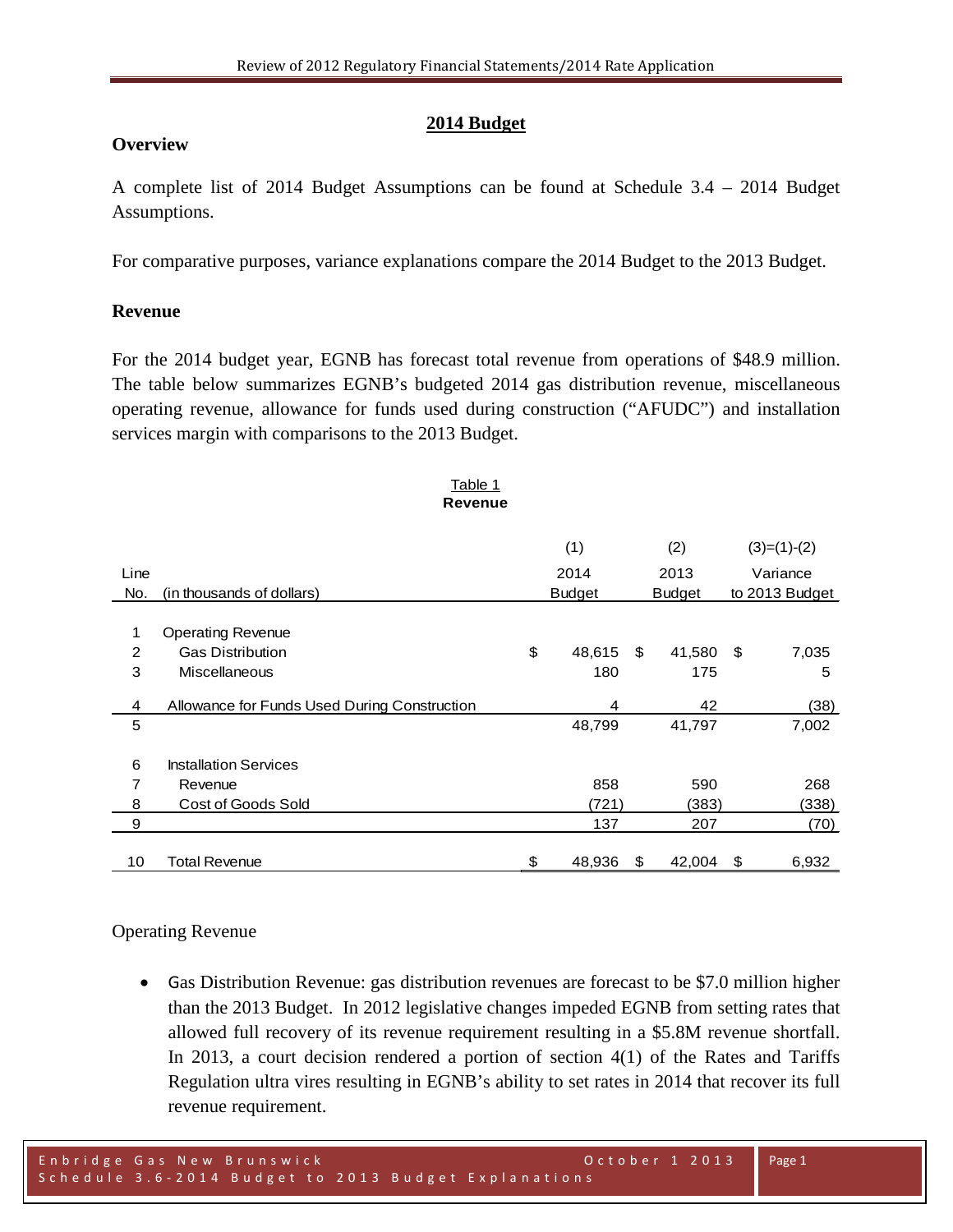## 2014 Budget

### Overview

A complete list of 2014 Budget Assumptions can be found at Schedule 3.4 – 2014 Budget Assumptions.

For comparative purposes, variance explanations compare the 2014 Budget to the 2013 Budget.

### Revenue

For the 2014 budget year, EGNB has forecast total revenue from operations of $48.9 million. The table below summarizes EGNB's budgeted 2014 gas distribution revenue, miscellaneous operating revenue, allowance for funds used during construction ("AFUDC") and installation services margin with comparisons to the 2013 Budget.

Table 1
**Revenue**

| Line No. | (in thousands of dollars) | (1) 2014 Budget | (2) 2013 Budget | (3)=(1)-(2) Variance to 2013 Budget |
|---|---|---|---|---|
| 1 | Operating Revenue | | | |
| 2 | Gas Distribution | $ 48,615 | $ 41,580 | $ 7,035 |
| 3 | Miscellaneous | 180 | 175 | 5 |
| 4 | Allowance for Funds Used During Construction | 4 | 42 | (38) |
| 5 | | 48,799 | 41,797 | 7,002 |
| 6 | Installation Services | | | |
| 7 | Revenue | 858 | 590 | 268 |
| 8 | Cost of Goods Sold | (721) | (383) | (338) |
| 9 | | 137 | 207 | (70) |
| 10 | Total Revenue | $ 48,936 | $ 42,004 | $ 6,932 |

Operating Revenue

- Gas Distribution Revenue: gas distribution revenues are forecast to be $7.0 million higher than the 2013 Budget. In 2012 legislative changes impeded EGNB from setting rates that allowed full recovery of its revenue requirement resulting in a $5.8M revenue shortfall. In 2013, a court decision rendered a portion of section 4(1) of the Rates and Tariffs Regulation ultra vires resulting in EGNB's ability to set rates in 2014 that recover its full revenue requirement.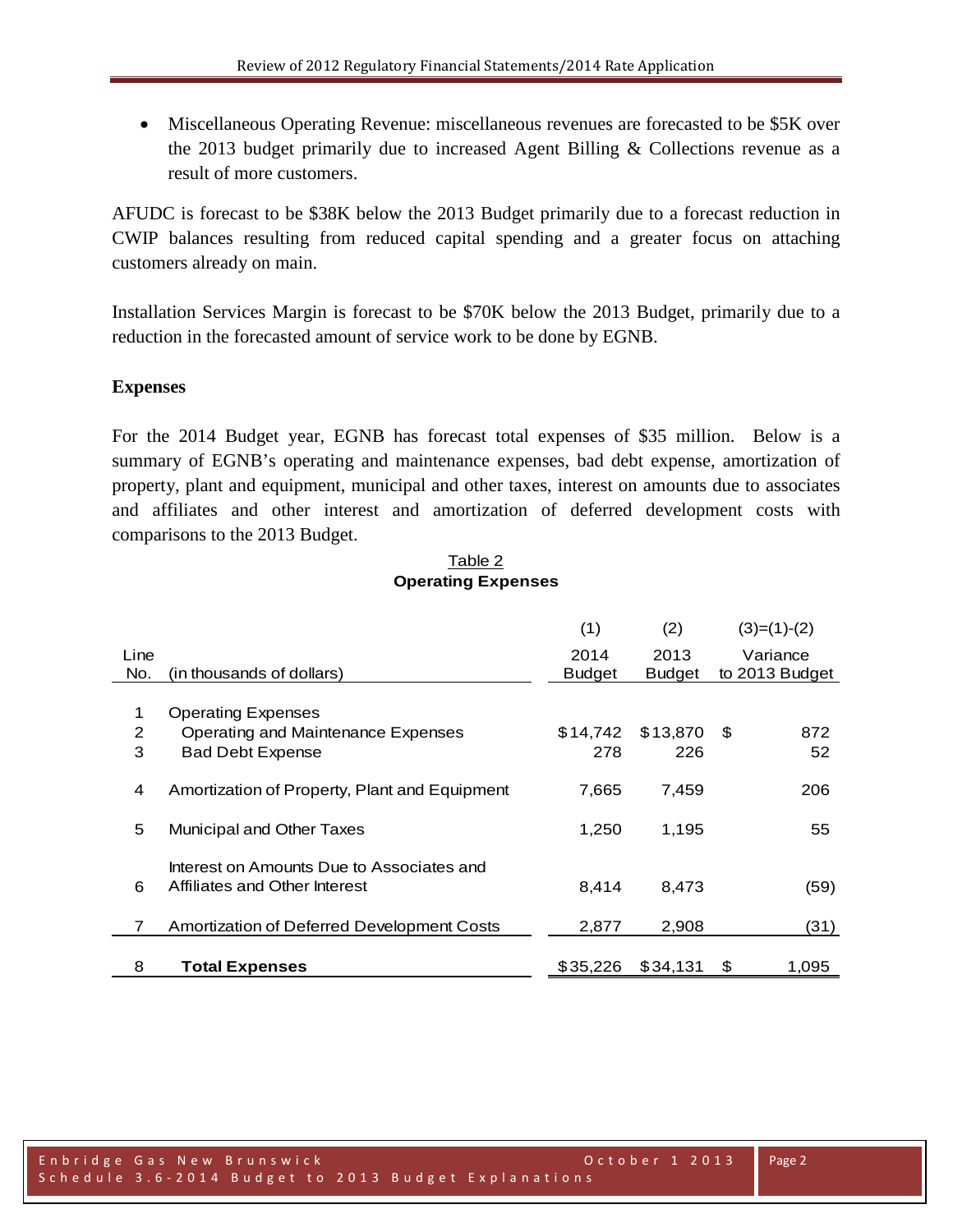- Miscellaneous Operating Revenue: miscellaneous revenues are forecasted to be $5K over the 2013 budget primarily due to increased Agent Billing & Collections revenue as a result of more customers.

AFUDC is forecast to be $38K below the 2013 Budget primarily due to a forecast reduction in CWIP balances resulting from reduced capital spending and a greater focus on attaching customers already on main.

Installation Services Margin is forecast to be $70K below the 2013 Budget, primarily due to a reduction in the forecasted amount of service work to be done by EGNB.

**Expenses**

For the 2014 Budget year, EGNB has forecast total expenses of $35 million. Below is a summary of EGNB's operating and maintenance expenses, bad debt expense, amortization of property, plant and equipment, municipal and other taxes, interest on amounts due to associates and affiliates and other interest and amortization of deferred development costs with comparisons to the 2013 Budget.

Table 2
**Operating Expenses**

| Line No. | (in thousands of dollars) | (1) 2014 Budget | (2) 2013 Budget | (3)=(1)-(2) Variance to 2013 Budget |
|---|---|---|---|---|
| 1 | Operating Expenses | | | |
| 2 | Operating and Maintenance Expenses | $14,742 | $13,870 | $ 872 |
| 3 | Bad Debt Expense | 278 | 226 | 52 |
| 4 | Amortization of Property, Plant and Equipment | 7,665 | 7,459 | 206 |
| 5 | Municipal and Other Taxes | 1,250 | 1,195 | 55 |
| 6 | Interest on Amounts Due to Associates and Affiliates and Other Interest | 8,414 | 8,473 | (59) |
| 7 | Amortization of Deferred Development Costs | 2,877 | 2,908 | (31) |
| 8 | **Total Expenses** | $35,226 | $34,131 | $ 1,095 |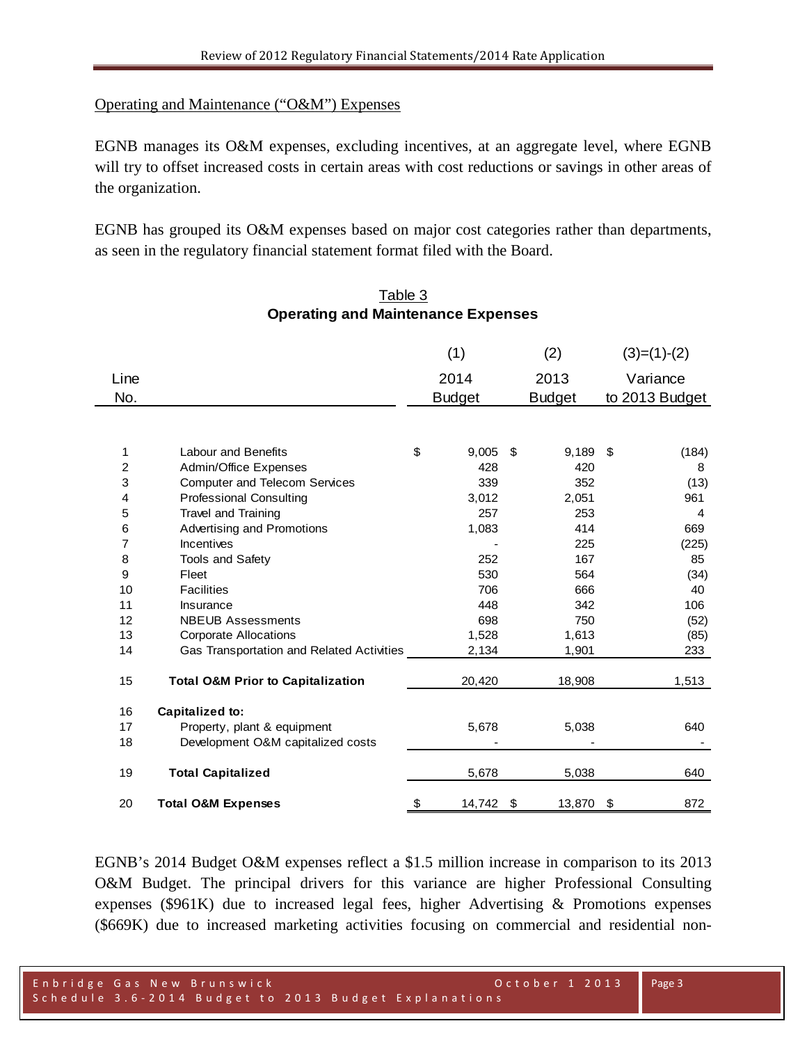Operating and Maintenance ("O&M") Expenses

EGNB manages its O&M expenses, excluding incentives, at an aggregate level, where EGNB will try to offset increased costs in certain areas with cost reductions or savings in other areas of the organization.

EGNB has grouped its O&M expenses based on major cost categories rather than departments, as seen in the regulatory financial statement format filed with the Board.

Table 3
**Operating and Maintenance Expenses**

| Line No. | | (1) 2014 Budget | (2) 2013 Budget | (3)=(1)-(2) Variance to 2013 Budget |
|---|---|---|---|---|
| 1 | Labour and Benefits | $ 9,005 | $ 9,189 | $ (184) |
| 2 | Admin/Office Expenses | 428 | 420 | 8 |
| 3 | Computer and Telecom Services | 339 | 352 | (13) |
| 4 | Professional Consulting | 3,012 | 2,051 | 961 |
| 5 | Travel and Training | 257 | 253 | 4 |
| 6 | Advertising and Promotions | 1,083 | 414 | 669 |
| 7 | Incentives | - | 225 | (225) |
| 8 | Tools and Safety | 252 | 167 | 85 |
| 9 | Fleet | 530 | 564 | (34) |
| 10 | Facilities | 706 | 666 | 40 |
| 11 | Insurance | 448 | 342 | 106 |
| 12 | NBEUB Assessments | 698 | 750 | (52) |
| 13 | Corporate Allocations | 1,528 | 1,613 | (85) |
| 14 | Gas Transportation and Related Activities | 2,134 | 1,901 | 233 |
| 15 | **Total O&M Prior to Capitalization** | 20,420 | 18,908 | 1,513 |
| 16 | **Capitalized to:** | | | |
| 17 | Property, plant & equipment | 5,678 | 5,038 | 640 |
| 18 | Development O&M capitalized costs | - | - | - |
| 19 | **Total Capitalized** | 5,678 | 5,038 | 640 |
| 20 | **Total O&M Expenses** | $ 14,742 | $ 13,870 | $ 872 |

EGNB's 2014 Budget O&M expenses reflect a $1.5 million increase in comparison to its 2013 O&M Budget. The principal drivers for this variance are higher Professional Consulting expenses ($961K) due to increased legal fees, higher Advertising & Promotions expenses ($669K) due to increased marketing activities focusing on commercial and residential non-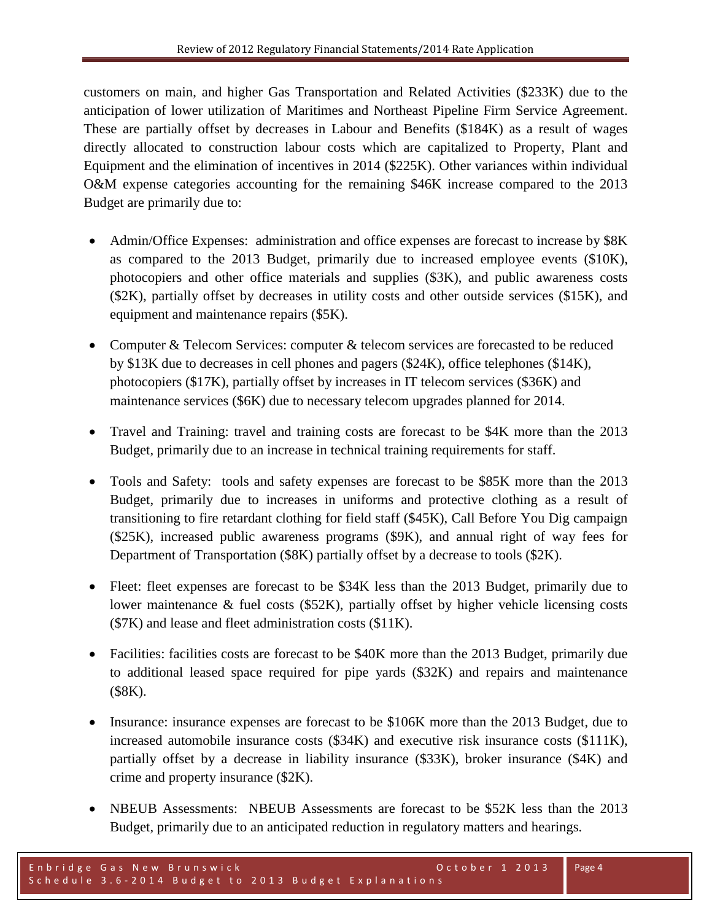customers on main, and higher Gas Transportation and Related Activities ($233K) due to the anticipation of lower utilization of Maritimes and Northeast Pipeline Firm Service Agreement. These are partially offset by decreases in Labour and Benefits ($184K) as a result of wages directly allocated to construction labour costs which are capitalized to Property, Plant and Equipment and the elimination of incentives in 2014 ($225K). Other variances within individual O&M expense categories accounting for the remaining $46K increase compared to the 2013 Budget are primarily due to:

- Admin/Office Expenses: administration and office expenses are forecast to increase by $8K as compared to the 2013 Budget, primarily due to increased employee events ($10K), photocopiers and other office materials and supplies ($3K), and public awareness costs ($2K), partially offset by decreases in utility costs and other outside services ($15K), and equipment and maintenance repairs ($5K).

- Computer & Telecom Services: computer & telecom services are forecasted to be reduced by $13K due to decreases in cell phones and pagers ($24K), office telephones ($14K), photocopiers ($17K), partially offset by increases in IT telecom services ($36K) and maintenance services ($6K) due to necessary telecom upgrades planned for 2014.

- Travel and Training: travel and training costs are forecast to be $4K more than the 2013 Budget, primarily due to an increase in technical training requirements for staff.

- Tools and Safety: tools and safety expenses are forecast to be $85K more than the 2013 Budget, primarily due to increases in uniforms and protective clothing as a result of transitioning to fire retardant clothing for field staff ($45K), Call Before You Dig campaign ($25K), increased public awareness programs ($9K), and annual right of way fees for Department of Transportation ($8K) partially offset by a decrease to tools ($2K).

- Fleet: fleet expenses are forecast to be $34K less than the 2013 Budget, primarily due to lower maintenance & fuel costs ($52K), partially offset by higher vehicle licensing costs ($7K) and lease and fleet administration costs ($11K).

- Facilities: facilities costs are forecast to be $40K more than the 2013 Budget, primarily due to additional leased space required for pipe yards ($32K) and repairs and maintenance ($8K).

- Insurance: insurance expenses are forecast to be $106K more than the 2013 Budget, due to increased automobile insurance costs ($34K) and executive risk insurance costs ($111K), partially offset by a decrease in liability insurance ($33K), broker insurance ($4K) and crime and property insurance ($2K).

- NBEUB Assessments: NBEUB Assessments are forecast to be $52K less than the 2013 Budget, primarily due to an anticipated reduction in regulatory matters and hearings.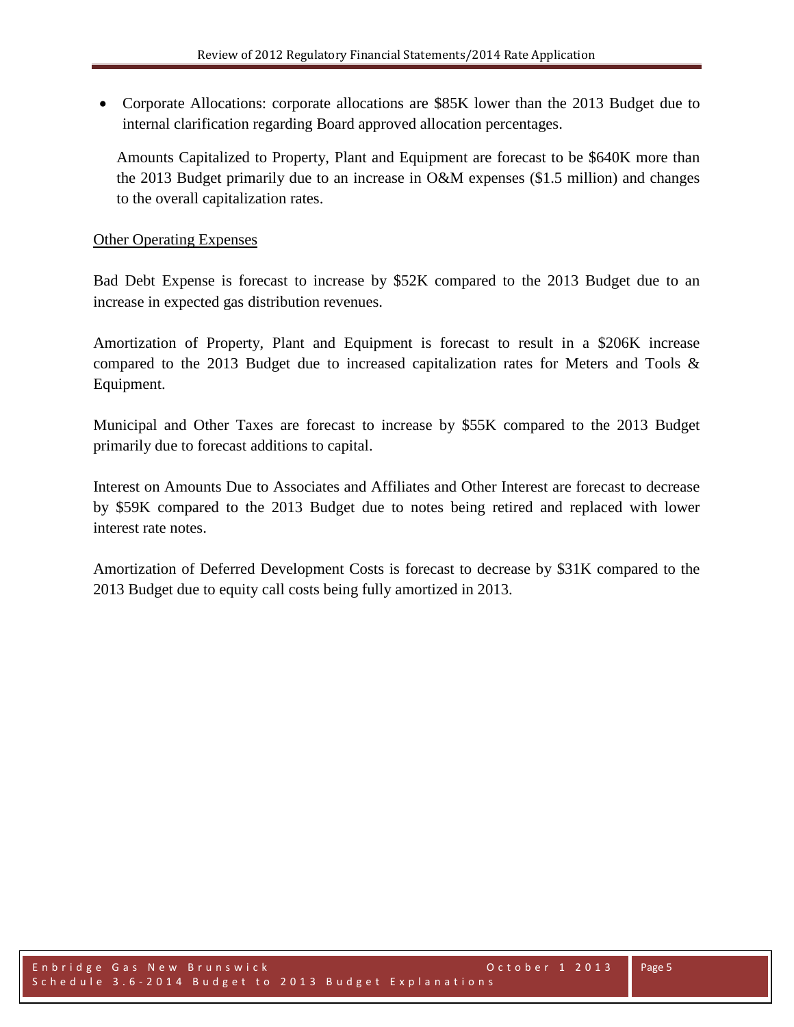- Corporate Allocations: corporate allocations are $85K lower than the 2013 Budget due to internal clarification regarding Board approved allocation percentages.

Amounts Capitalized to Property, Plant and Equipment are forecast to be $640K more than the 2013 Budget primarily due to an increase in O&M expenses ($1.5 million) and changes to the overall capitalization rates.

Other Operating Expenses

Bad Debt Expense is forecast to increase by $52K compared to the 2013 Budget due to an increase in expected gas distribution revenues.

Amortization of Property, Plant and Equipment is forecast to result in a $206K increase compared to the 2013 Budget due to increased capitalization rates for Meters and Tools & Equipment.

Municipal and Other Taxes are forecast to increase by $55K compared to the 2013 Budget primarily due to forecast additions to capital.

Interest on Amounts Due to Associates and Affiliates and Other Interest are forecast to decrease by $59K compared to the 2013 Budget due to notes being retired and replaced with lower interest rate notes.

Amortization of Deferred Development Costs is forecast to decrease by $31K compared to the 2013 Budget due to equity call costs being fully amortized in 2013.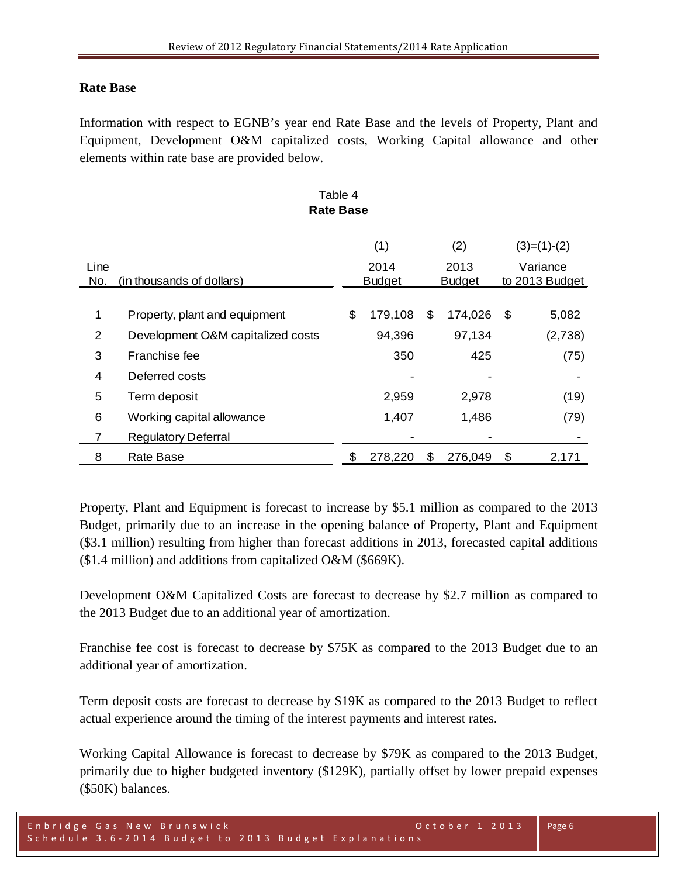## Rate Base

Information with respect to EGNB's year end Rate Base and the levels of Property, Plant and Equipment, Development O&M capitalized costs, Working Capital allowance and other elements within rate base are provided below.

Table 4

**Rate Base**

| Line No. | (in thousands of dollars) | (1) 2014 Budget | (2) 2013 Budget | (3)=(1)-(2) Variance to 2013 Budget |
|---|---|---|---|---|
| 1 | Property, plant and equipment | $ 179,108 | $ 174,026 | $ 5,082 |
| 2 | Development O&M capitalized costs | 94,396 | 97,134 | (2,738) |
| 3 | Franchise fee | 350 | 425 | (75) |
| 4 | Deferred costs | - | - | - |
| 5 | Term deposit | 2,959 | 2,978 | (19) |
| 6 | Working capital allowance | 1,407 | 1,486 | (79) |
| 7 | Regulatory Deferral | - | - | - |
| 8 | Rate Base | $ 278,220 | $ 276,049 | $ 2,171 |

Property, Plant and Equipment is forecast to increase by $5.1 million as compared to the 2013 Budget, primarily due to an increase in the opening balance of Property, Plant and Equipment ($3.1 million) resulting from higher than forecast additions in 2013, forecasted capital additions ($1.4 million) and additions from capitalized O&M ($669K).

Development O&M Capitalized Costs are forecast to decrease by $2.7 million as compared to the 2013 Budget due to an additional year of amortization.

Franchise fee cost is forecast to decrease by $75K as compared to the 2013 Budget due to an additional year of amortization.

Term deposit costs are forecast to decrease by $19K as compared to the 2013 Budget to reflect actual experience around the timing of the interest payments and interest rates.

Working Capital Allowance is forecast to decrease by $79K as compared to the 2013 Budget, primarily due to higher budgeted inventory ($129K), partially offset by lower prepaid expenses ($50K) balances.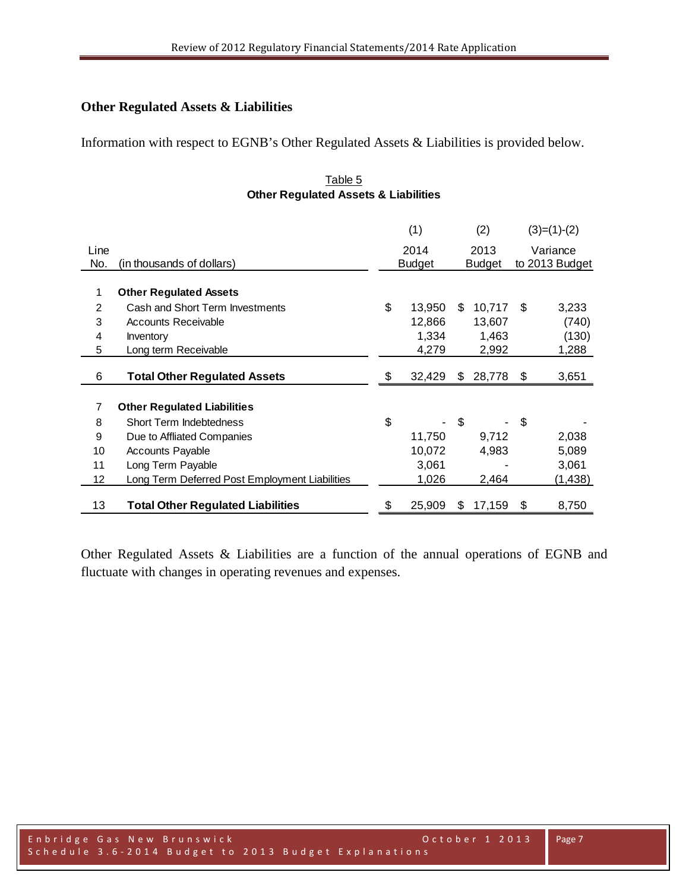## Other Regulated Assets & Liabilities

Information with respect to EGNB's Other Regulated Assets & Liabilities is provided below.

Table 5
**Other Regulated Assets & Liabilities**

| | | (1) | (2) | (3)=(1)-(2) |
|---|---|---|---|---|
| Line No. | (in thousands of dollars) | 2014 Budget | 2013 Budget | Variance to 2013 Budget |
| 1 | **Other Regulated Assets** | | | |
| 2 | Cash and Short Term Investments | $ 13,950 | $ 10,717 | $ 3,233 |
| 3 | Accounts Receivable | 12,866 | 13,607 | (740) |
| 4 | Inventory | 1,334 | 1,463 | (130) |
| 5 | Long term Receivable | 4,279 | 2,992 | 1,288 |
| 6 | **Total Other Regulated Assets** | $ 32,429 | $ 28,778 | $ 3,651 |
| 7 | **Other Regulated Liabilities** | | | |
| 8 | Short Term Indebtedness | $ - | $ - | $ - |
| 9 | Due to Affliated Companies | 11,750 | 9,712 | 2,038 |
| 10 | Accounts Payable | 10,072 | 4,983 | 5,089 |
| 11 | Long Term Payable | 3,061 | - | 3,061 |
| 12 | Long Term Deferred Post Employment Liabilities | 1,026 | 2,464 | (1,438) |
| 13 | **Total Other Regulated Liabilities** | $ 25,909 | $ 17,159 | $ 8,750 |

Other Regulated Assets & Liabilities are a function of the annual operations of EGNB and fluctuate with changes in operating revenues and expenses.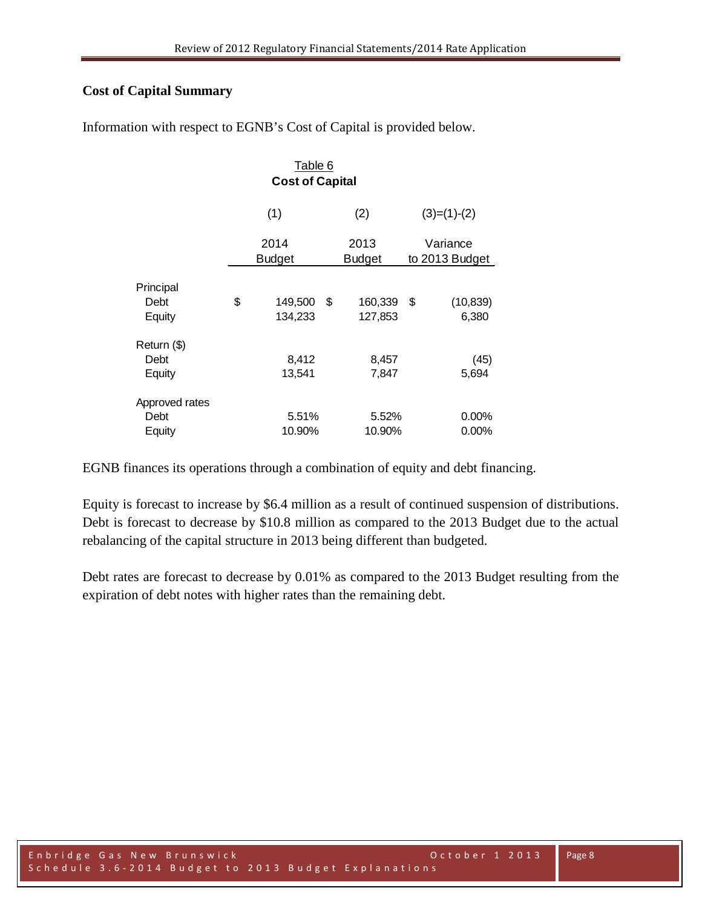## Cost of Capital Summary

Information with respect to EGNB's Cost of Capital is provided below.

Table 6
**Cost of Capital**

| | (1) | (2) | (3)=(1)-(2) |
|---|---|---|---|
| | 2014 Budget | 2013 Budget | Variance to 2013 Budget |
| Principal | | | |
| Debt | $ 149,500 | $ 160,339 | $ (10,839) |
| Equity | 134,233 | 127,853 | 6,380 |
| Return ($) | | | |
| Debt | 8,412 | 8,457 | (45) |
| Equity | 13,541 | 7,847 | 5,694 |
| Approved rates | | | |
| Debt | 5.51% | 5.52% | 0.00% |
| Equity | 10.90% | 10.90% | 0.00% |

EGNB finances its operations through a combination of equity and debt financing.

Equity is forecast to increase by \$6.4 million as a result of continued suspension of distributions. Debt is forecast to decrease by \$10.8 million as compared to the 2013 Budget due to the actual rebalancing of the capital structure in 2013 being different than budgeted.

Debt rates are forecast to decrease by 0.01% as compared to the 2013 Budget resulting from the expiration of debt notes with higher rates than the remaining debt.